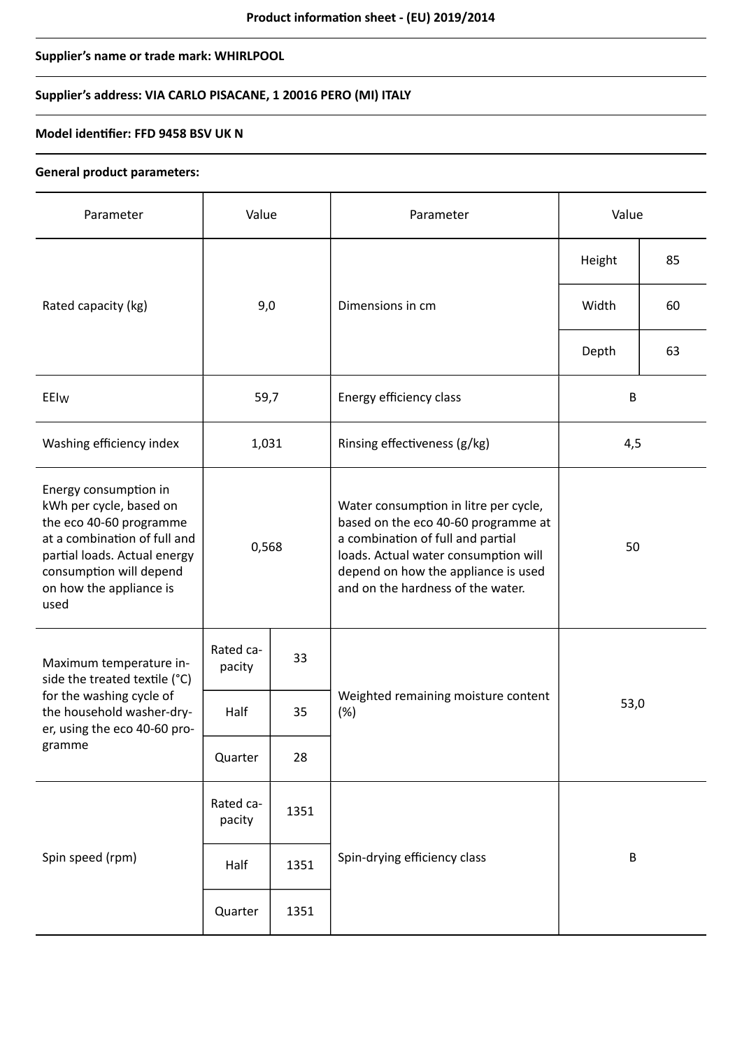**Product information sheet - (EU) 2019/2014**

**Supplier's name or trade mark: WHIRLPOOL**

**Supplier's address: VIA CARLO PISACANE, 1 20016 PERO (MI) ITALY**

**Model identifier: FFD 9458 BSV UK N**

**General product parameters:**

| Parameter | Value | | Parameter | Value | |
|---|---|---|---|---|---|
| Rated capacity (kg) | 9,0 | | Dimensions in cm | Height | 85 |
| | | | | Width | 60 |
| | | | | Depth | 63 |
| $EEI_W$ | 59,7 | | Energy efficiency class | B | |
| Washing efficiency index | 1,031 | | Rinsing effectiveness (g/kg) | 4,5 | |
| Energy consumption in kWh per cycle, based on the eco 40-60 programme at a combination of full and partial loads. Actual energy consumption will depend on how the appliance is used | 0,568 | | Water consumption in litre per cycle, based on the eco 40-60 programme at a combination of full and partial loads. Actual water consumption will depend on how the appliance is used and on the hardness of the water. | 50 | |
| Maximum temperature inside the treated textile (°C) for the washing cycle of the household washer-dryer, using the eco 40-60 programme | Rated capacity | 33 | Weighted remaining moisture content (%) | 53,0 | |
| | Half | 35 | | | |
| | Quarter | 28 | | | |
| Spin speed (rpm) | Rated capacity | 1351 | Spin-drying efficiency class | B | |
| | Half | 1351 | | | |
| | Quarter | 1351 | | | |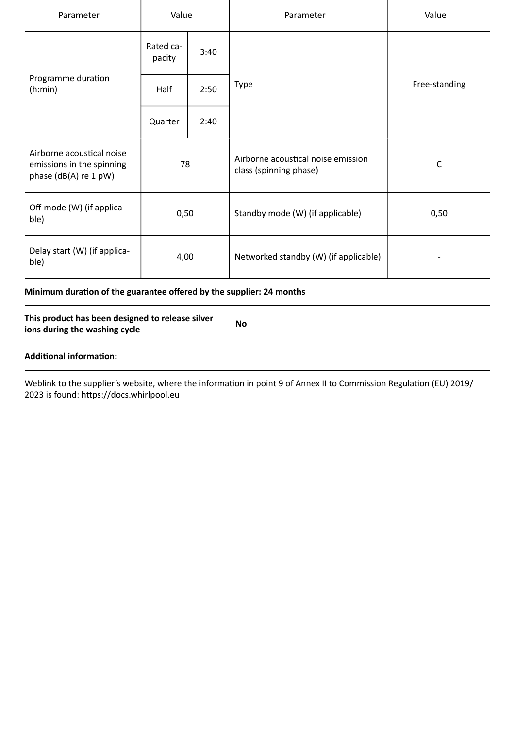| Parameter | Value | | Parameter | Value |
|---|---|---|---|---|
| Programme duration (h:min) | Rated capacity | 3:40 | Type | Free-standing |
| | Half | 2:50 | | |
| | Quarter | 2:40 | | |
| Airborne acoustical noise emissions in the spinning phase (dB(A) re 1 pW) | 78 | | Airborne acoustical noise emission class (spinning phase) | C |
| Off-mode (W) (if applicable) | 0,50 | | Standby mode (W) (if applicable) | 0,50 |
| Delay start (W) (if applicable) | 4,00 | | Networked standby (W) (if applicable) | - |

**Minimum duration of the guarantee offered by the supplier: 24 months**

| | |
|---|---|
| **This product has been designed to release silver ions during the washing cycle** | **No** |

**Additional information:**

Weblink to the supplier's website, where the information in point 9 of Annex II to Commission Regulation (EU) 2019/2023 is found: https://docs.whirlpool.eu